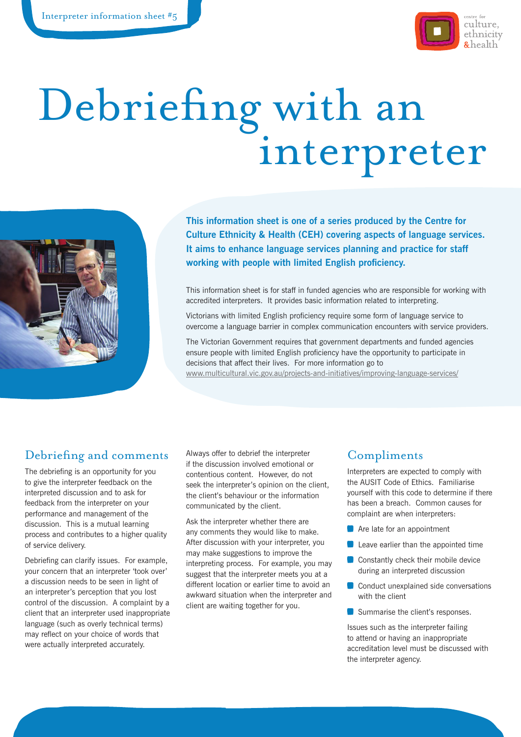Interpreter information sheet #5

# Debriefing with an interpreter

**This information sheet is one of a series produced by the Centre for Culture Ethnicity & Health (CEH) covering aspects of language services. It aims to enhance language services planning and practice for staff working with people with limited English proficiency.**

This information sheet is for staff in funded agencies who are responsible for working with accredited interpreters. It provides basic information related to interpreting.

Victorians with limited English proficiency require some form of language service to overcome a language barrier in complex communication encounters with service providers.

The Victorian Government requires that government departments and funded agencies ensure people with limited English proficiency have the opportunity to participate in decisions that affect their lives. For more information go to www.multicultural.vic.gov.au/projects-and-initiatives/improving-language-services/

## Debriefing and comments

The debriefing is an opportunity for you to give the interpreter feedback on the interpreted discussion and to ask for feedback from the interpreter on your performance and management of the discussion. This is a mutual learning process and contributes to a higher quality of service delivery.

Debriefing can clarify issues. For example, your concern that an interpreter 'took over' a discussion needs to be seen in light of an interpreter's perception that you lost control of the discussion. A complaint by a client that an interpreter used inappropriate language (such as overly technical terms) may reflect on your choice of words that were actually interpreted accurately.

Always offer to debrief the interpreter if the discussion involved emotional or contentious content. However, do not seek the interpreter's opinion on the client, the client's behaviour or the information communicated by the client.

Ask the interpreter whether there are any comments they would like to make. After discussion with your interpreter, you may make suggestions to improve the interpreting process. For example, you may suggest that the interpreter meets you at a different location or earlier time to avoid an awkward situation when the interpreter and client are waiting together for you.

## Compliments

Interpreters are expected to comply with the AUSIT Code of Ethics. Familiarise yourself with this code to determine if there has been a breach. Common causes for complaint are when interpreters:

- Are late for an appointment
- Leave earlier than the appointed time
- Constantly check their mobile device during an interpreted discussion
- Conduct unexplained side conversations with the client
- Summarise the client's responses.

Issues such as the interpreter failing to attend or having an inappropriate accreditation level must be discussed with the interpreter agency.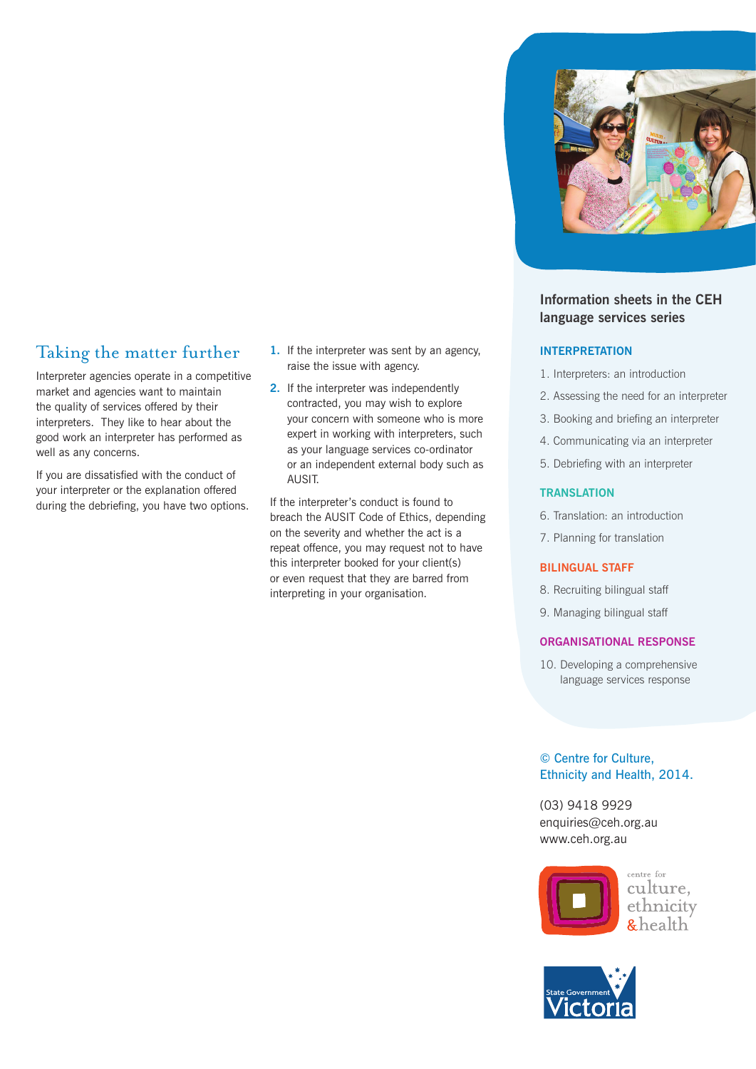## Taking the matter further

Interpreter agencies operate in a competitive market and agencies want to maintain the quality of services offered by their interpreters. They like to hear about the good work an interpreter has performed as well as any concerns.

If you are dissatisfied with the conduct of your interpreter or the explanation offered during the debriefing, you have two options.

1. If the interpreter was sent by an agency, raise the issue with agency.
2. If the interpreter was independently contracted, you may wish to explore your concern with someone who is more expert in working with interpreters, such as your language services co-ordinator or an independent external body such as AUSIT.

If the interpreter's conduct is found to breach the AUSIT Code of Ethics, depending on the severity and whether the act is a repeat offence, you may request not to have this interpreter booked for your client(s) or even request that they are barred from interpreting in your organisation.

### Information sheets in the CEH language services series

**INTERPRETATION**

1. Interpreters: an introduction
2. Assessing the need for an interpreter
3. Booking and briefing an interpreter
4. Communicating via an interpreter
5. Debriefing with an interpreter

**TRANSLATION**

6. Translation: an introduction
7. Planning for translation

**BILINGUAL STAFF**

8. Recruiting bilingual staff
9. Managing bilingual staff

**ORGANISATIONAL RESPONSE**

10. Developing a comprehensive language services response

© Centre for Culture, Ethnicity and Health, 2014.

(03) 9418 9929
enquiries@ceh.org.au
www.ceh.org.au

centre for culture, ethnicity & health

State Government Victoria